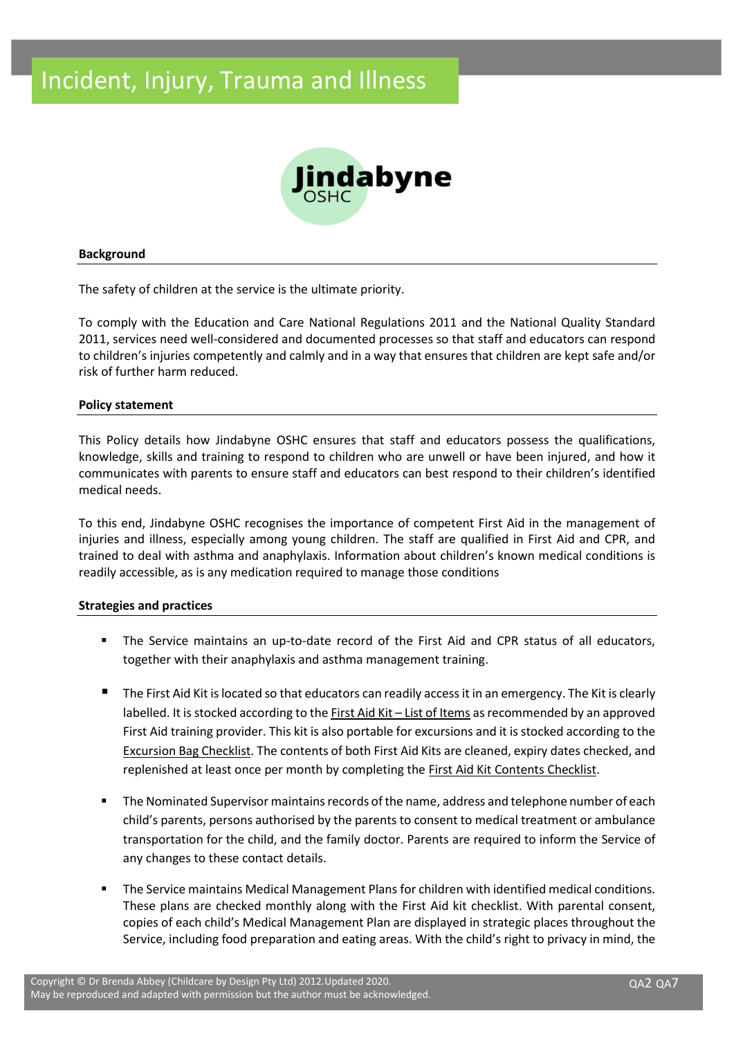# Incident, Injury, Trauma and Illness

Jindabyne OSHC

## Background

The safety of children at the service is the ultimate priority.

To comply with the Education and Care National Regulations 2011 and the National Quality Standard 2011, services need well-considered and documented processes so that staff and educators can respond to children's injuries competently and calmly and in a way that ensures that children are kept safe and/or risk of further harm reduced.

## Policy statement

This Policy details how Jindabyne OSHC ensures that staff and educators possess the qualifications, knowledge, skills and training to respond to children who are unwell or have been injured, and how it communicates with parents to ensure staff and educators can best respond to their children's identified medical needs.

To this end, Jindabyne OSHC recognises the importance of competent First Aid in the management of injuries and illness, especially among young children. The staff are qualified in First Aid and CPR, and trained to deal with asthma and anaphylaxis. Information about children's known medical conditions is readily accessible, as is any medication required to manage those conditions

## Strategies and practices

- The Service maintains an up-to-date record of the First Aid and CPR status of all educators, together with their anaphylaxis and asthma management training.
- The First Aid Kit is located so that educators can readily access it in an emergency. The Kit is clearly labelled. It is stocked according to the First Aid Kit – List of Items as recommended by an approved First Aid training provider. This kit is also portable for excursions and it is stocked according to the Excursion Bag Checklist. The contents of both First Aid Kits are cleaned, expiry dates checked, and replenished at least once per month by completing the First Aid Kit Contents Checklist.
- The Nominated Supervisor maintains records of the name, address and telephone number of each child's parents, persons authorised by the parents to consent to medical treatment or ambulance transportation for the child, and the family doctor. Parents are required to inform the Service of any changes to these contact details.
- The Service maintains Medical Management Plans for children with identified medical conditions. These plans are checked monthly along with the First Aid kit checklist. With parental consent, copies of each child's Medical Management Plan are displayed in strategic places throughout the Service, including food preparation and eating areas. With the child's right to privacy in mind, the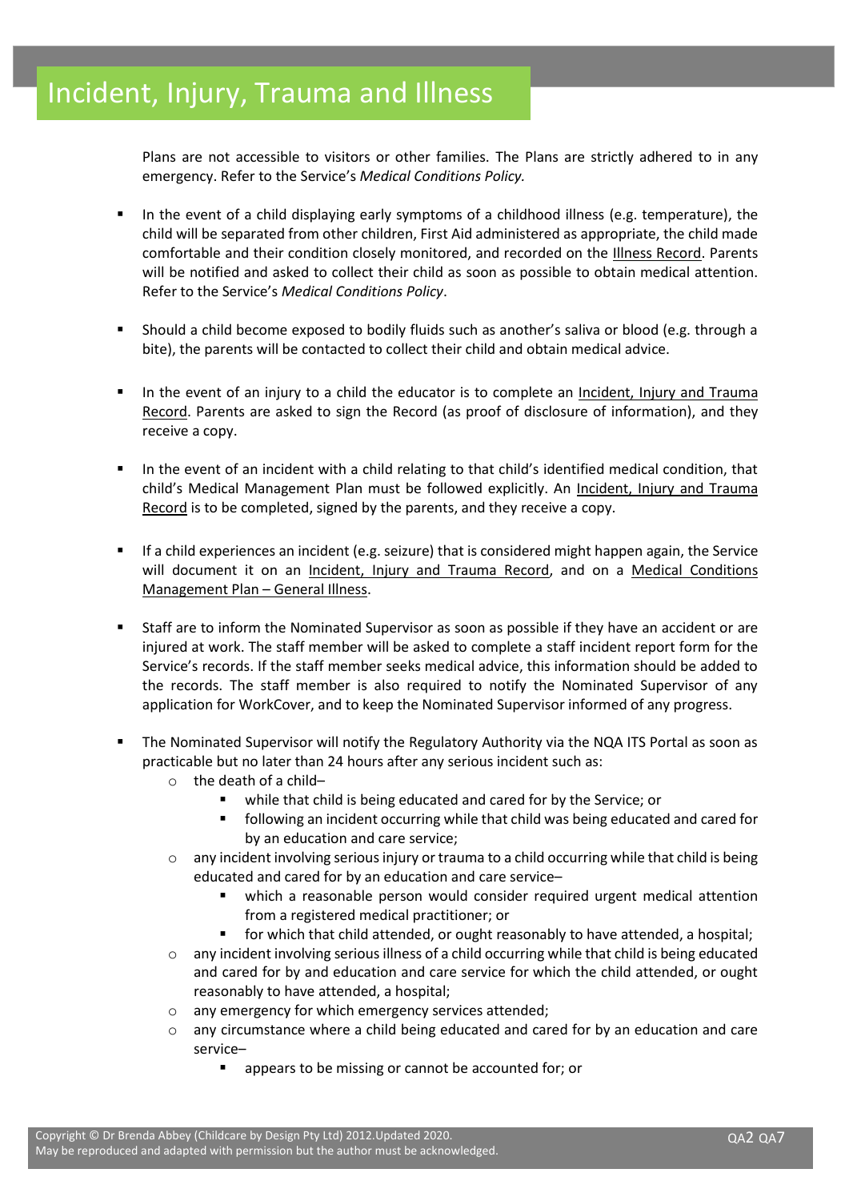Plans are not accessible to visitors or other families. The Plans are strictly adhered to in any emergency. Refer to the Service's *Medical Conditions Policy.*

- In the event of a child displaying early symptoms of a childhood illness (e.g. temperature), the child will be separated from other children, First Aid administered as appropriate, the child made comfortable and their condition closely monitored, and recorded on the Illness Record. Parents will be notified and asked to collect their child as soon as possible to obtain medical attention. Refer to the Service's *Medical Conditions Policy*.

- Should a child become exposed to bodily fluids such as another's saliva or blood (e.g. through a bite), the parents will be contacted to collect their child and obtain medical advice.

- In the event of an injury to a child the educator is to complete an Incident, Injury and Trauma Record. Parents are asked to sign the Record (as proof of disclosure of information), and they receive a copy.

- In the event of an incident with a child relating to that child's identified medical condition, that child's Medical Management Plan must be followed explicitly. An Incident, Injury and Trauma Record is to be completed, signed by the parents, and they receive a copy.

- If a child experiences an incident (e.g. seizure) that is considered might happen again, the Service will document it on an Incident, Injury and Trauma Record, and on a Medical Conditions Management Plan – General Illness.

- Staff are to inform the Nominated Supervisor as soon as possible if they have an accident or are injured at work. The staff member will be asked to complete a staff incident report form for the Service's records. If the staff member seeks medical advice, this information should be added to the records. The staff member is also required to notify the Nominated Supervisor of any application for WorkCover, and to keep the Nominated Supervisor informed of any progress.

- The Nominated Supervisor will notify the Regulatory Authority via the NQA ITS Portal as soon as practicable but no later than 24 hours after any serious incident such as:
  - the death of a child–
    - while that child is being educated and cared for by the Service; or
    - following an incident occurring while that child was being educated and cared for by an education and care service;
  - any incident involving serious injury or trauma to a child occurring while that child is being educated and cared for by an education and care service–
    - which a reasonable person would consider required urgent medical attention from a registered medical practitioner; or
    - for which that child attended, or ought reasonably to have attended, a hospital;
  - any incident involving serious illness of a child occurring while that child is being educated and cared for by and education and care service for which the child attended, or ought reasonably to have attended, a hospital;
  - any emergency for which emergency services attended;
  - any circumstance where a child being educated and cared for by an education and care service–
    - appears to be missing or cannot be accounted for; or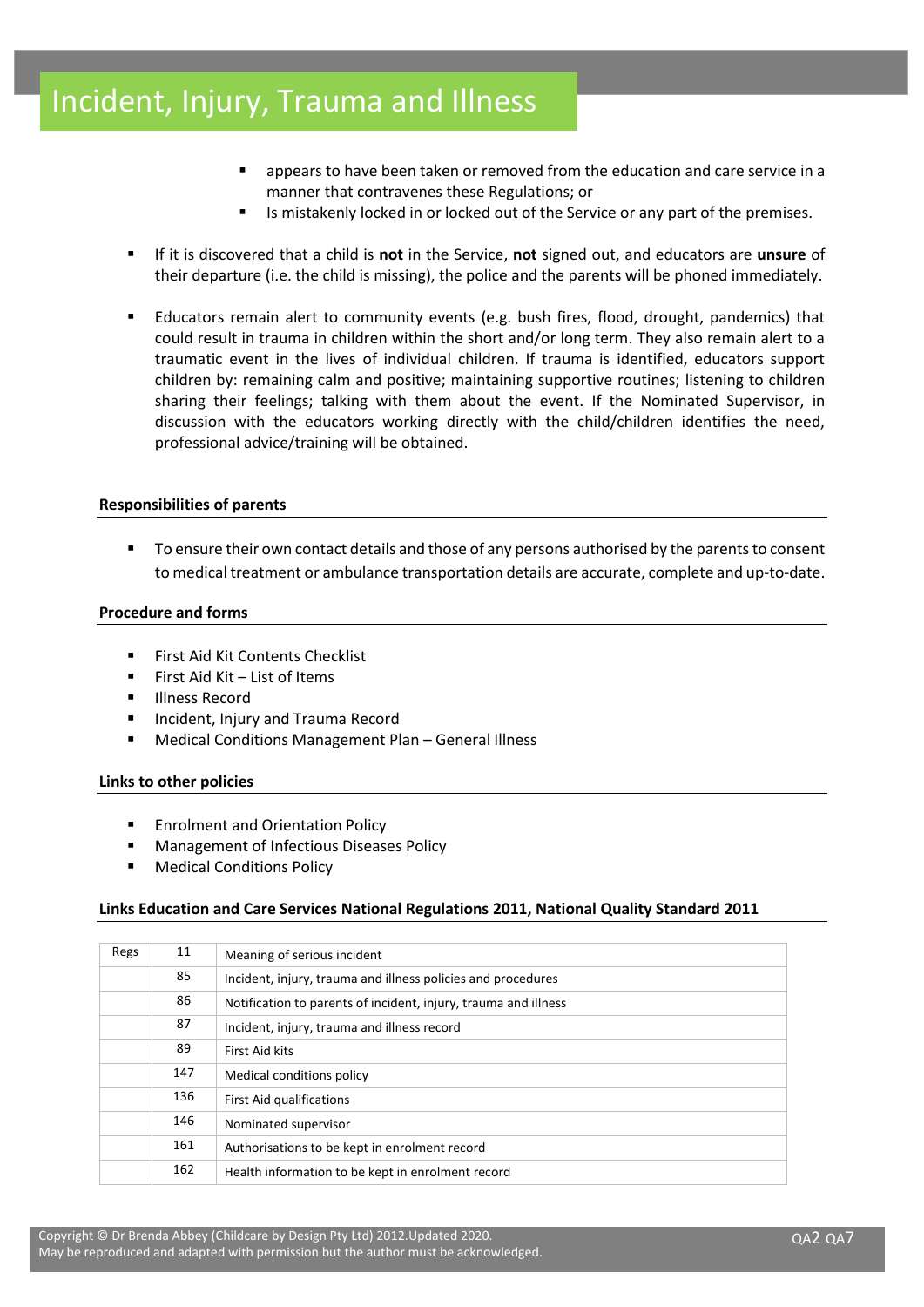- appears to have been taken or removed from the education and care service in a manner that contravenes these Regulations; or
- Is mistakenly locked in or locked out of the Service or any part of the premises.

- If it is discovered that a child is **not** in the Service, **not** signed out, and educators are **unsure** of their departure (i.e. the child is missing), the police and the parents will be phoned immediately.

- Educators remain alert to community events (e.g. bush fires, flood, drought, pandemics) that could result in trauma in children within the short and/or long term. They also remain alert to a traumatic event in the lives of individual children. If trauma is identified, educators support children by: remaining calm and positive; maintaining supportive routines; listening to children sharing their feelings; talking with them about the event. If the Nominated Supervisor, in discussion with the educators working directly with the child/children identifies the need, professional advice/training will be obtained.

**Responsibilities of parents**

- To ensure their own contact details and those of any persons authorised by the parents to consent to medical treatment or ambulance transportation details are accurate, complete and up-to-date.

**Procedure and forms**

- First Aid Kit Contents Checklist
- First Aid Kit – List of Items
- Illness Record
- Incident, Injury and Trauma Record
- Medical Conditions Management Plan – General Illness

**Links to other policies**

- Enrolment and Orientation Policy
- Management of Infectious Diseases Policy
- Medical Conditions Policy

**Links Education and Care Services National Regulations 2011, National Quality Standard 2011**

| Regs | 11 | Meaning of serious incident |
|---|---|---|
| | 85 | Incident, injury, trauma and illness policies and procedures |
| | 86 | Notification to parents of incident, injury, trauma and illness |
| | 87 | Incident, injury, trauma and illness record |
| | 89 | First Aid kits |
| | 147 | Medical conditions policy |
| | 136 | First Aid qualifications |
| | 146 | Nominated supervisor |
| | 161 | Authorisations to be kept in enrolment record |
| | 162 | Health information to be kept in enrolment record |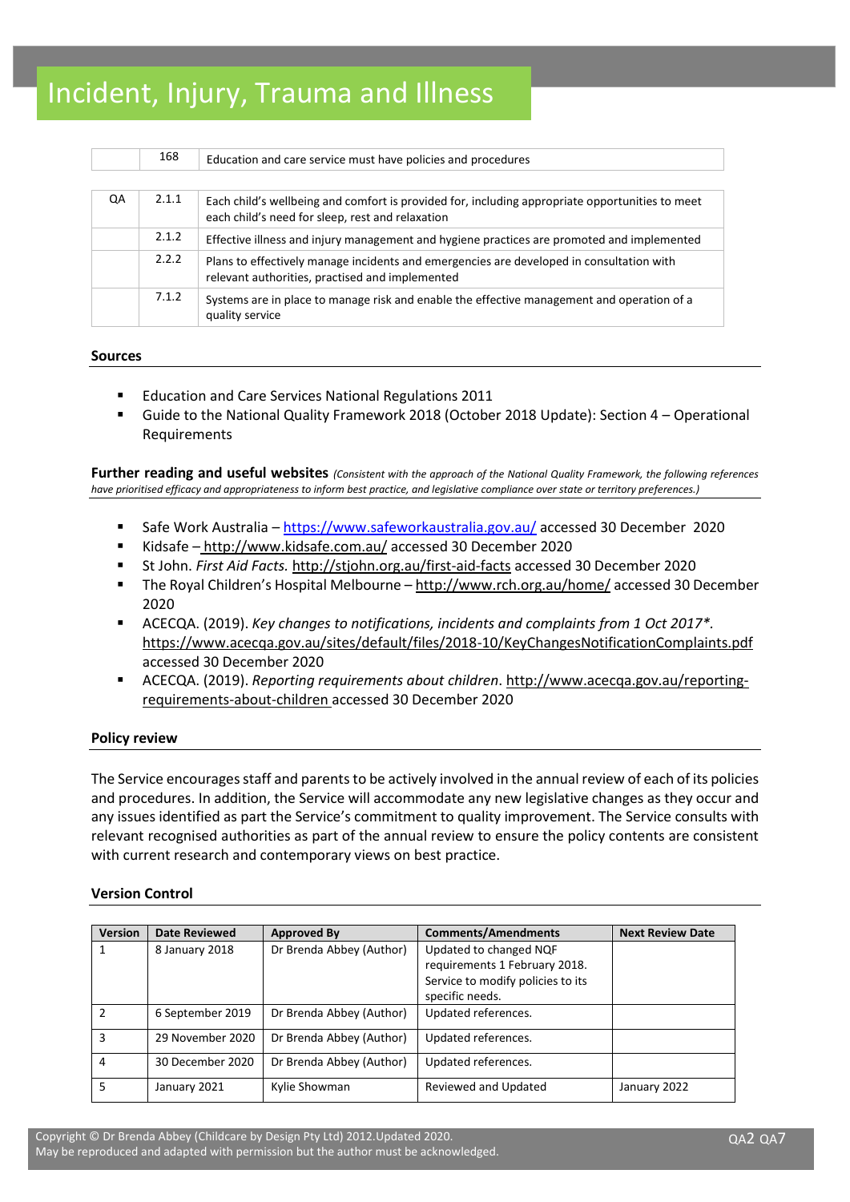# Incident, Injury, Trauma and Illness

| | | |
|---|---|---|
| | 168 | Education and care service must have policies and procedures |

| | | |
|---|---|---|
| QA | 2.1.1 | Each child's wellbeing and comfort is provided for, including appropriate opportunities to meet each child's need for sleep, rest and relaxation |
| | 2.1.2 | Effective illness and injury management and hygiene practices are promoted and implemented |
| | 2.2.2 | Plans to effectively manage incidents and emergencies are developed in consultation with relevant authorities, practised and implemented |
| | 7.1.2 | Systems are in place to manage risk and enable the effective management and operation of a quality service |

### Sources

- Education and Care Services National Regulations 2011
- Guide to the National Quality Framework 2018 (October 2018 Update): Section 4 – Operational Requirements

**Further reading and useful websites** *(Consistent with the approach of the National Quality Framework, the following references have prioritised efficacy and appropriateness to inform best practice, and legislative compliance over state or territory preferences.)*

- Safe Work Australia – https://www.safeworkaustralia.gov.au/ accessed 30 December 2020
- Kidsafe – http://www.kidsafe.com.au/ accessed 30 December 2020
- St John. *First Aid Facts.* http://stjohn.org.au/first-aid-facts accessed 30 December 2020
- The Royal Children's Hospital Melbourne – http://www.rch.org.au/home/ accessed 30 December 2020
- ACECQA. (2019). *Key changes to notifications, incidents and complaints from 1 Oct 2017*.* https://www.acecqa.gov.au/sites/default/files/2018-10/KeyChangesNotificationComplaints.pdf accessed 30 December 2020
- ACECQA. (2019). *Reporting requirements about children*. http://www.acecqa.gov.au/reporting-requirements-about-children accessed 30 December 2020

### Policy review

The Service encourages staff and parents to be actively involved in the annual review of each of its policies and procedures. In addition, the Service will accommodate any new legislative changes as they occur and any issues identified as part the Service's commitment to quality improvement. The Service consults with relevant recognised authorities as part of the annual review to ensure the policy contents are consistent with current research and contemporary views on best practice.

### Version Control

| Version | Date Reviewed | Approved By | Comments/Amendments | Next Review Date |
|---|---|---|---|---|
| 1 | 8 January 2018 | Dr Brenda Abbey (Author) | Updated to changed NQF requirements 1 February 2018. Service to modify policies to its specific needs. | |
| 2 | 6 September 2019 | Dr Brenda Abbey (Author) | Updated references. | |
| 3 | 29 November 2020 | Dr Brenda Abbey (Author) | Updated references. | |
| 4 | 30 December 2020 | Dr Brenda Abbey (Author) | Updated references. | |
| 5 | January 2021 | Kylie Showman | Reviewed and Updated | January 2022 |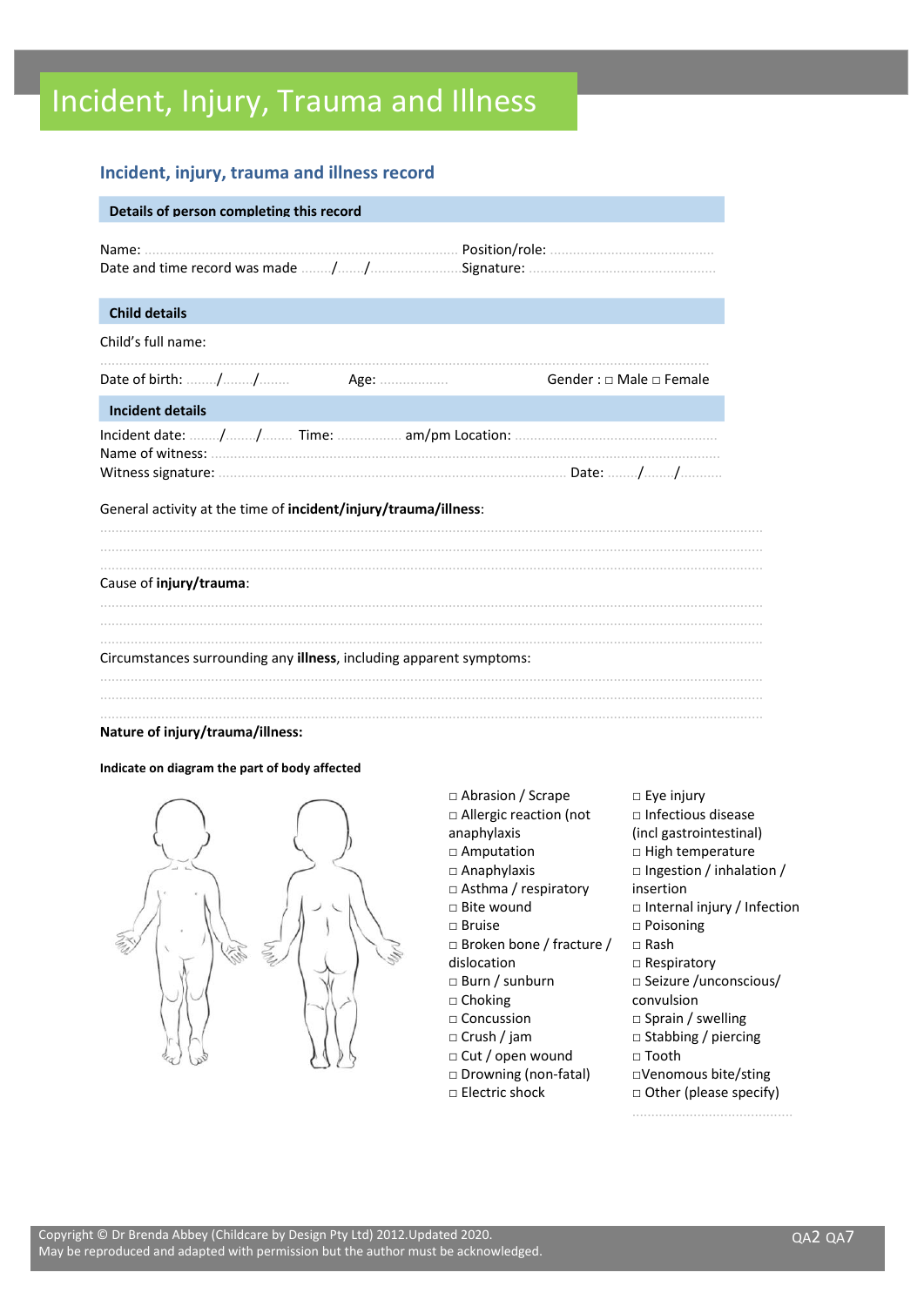// Incident, Injury, Trauma and Illness

## Incident, injury, trauma and illness record

**Details of person completing this record**

Name: ............................................................................................. Position/role: ............................................

Date and time record was made ......../......./........................Signature: ..................................................

**Child details**

Child's full name:

.....................................................................................................................................................

Date of birth: ......../......../........ Age: .................. Gender : □ Male □ Female

**Incident details**

Incident date: ......../......../........ Time: ................ am/pm Location: ......................................................

Name of witness: ...........................................................................................................................

Witness signature: ........................................................................................ Date: ......../......../...........

General activity at the time of **incident/injury/trauma/illness**:

.....................................................................................................................................................

.....................................................................................................................................................

.....................................................................................................................................................

Cause of **injury/trauma**:

.....................................................................................................................................................

.....................................................................................................................................................

.....................................................................................................................................................

Circumstances surrounding any **illness**, including apparent symptoms:

.....................................................................................................................................................

.....................................................................................................................................................

.....................................................................................................................................................

**Nature of injury/trauma/illness:**

**Indicate on diagram the part of body affected**

□ Abrasion / Scrape
□ Allergic reaction (not anaphylaxis
□ Amputation
□ Anaphylaxis
□ Asthma / respiratory
□ Bite wound
□ Bruise
□ Broken bone / fracture / dislocation
□ Burn / sunburn
□ Choking
□ Concussion
□ Crush / jam
□ Cut / open wound
□ Drowning (non-fatal)
□ Electric shock
□ Eye injury
□ Infectious disease (incl gastrointestinal)
□ High temperature
□ Ingestion / inhalation / insertion
□ Internal injury / Infection
□ Poisoning
□ Rash
□ Respiratory
□ Seizure /unconscious/ convulsion
□ Sprain / swelling
□ Stabbing / piercing
□ Tooth
□Venomous bite/sting
□ Other (please specify)

..........................................

Copyright © Dr Brenda Abbey (Childcare by Design Pty Ltd) 2012.Updated 2020.
May be reproduced and adapted with permission but the author must be acknowledged.

QA2 QA7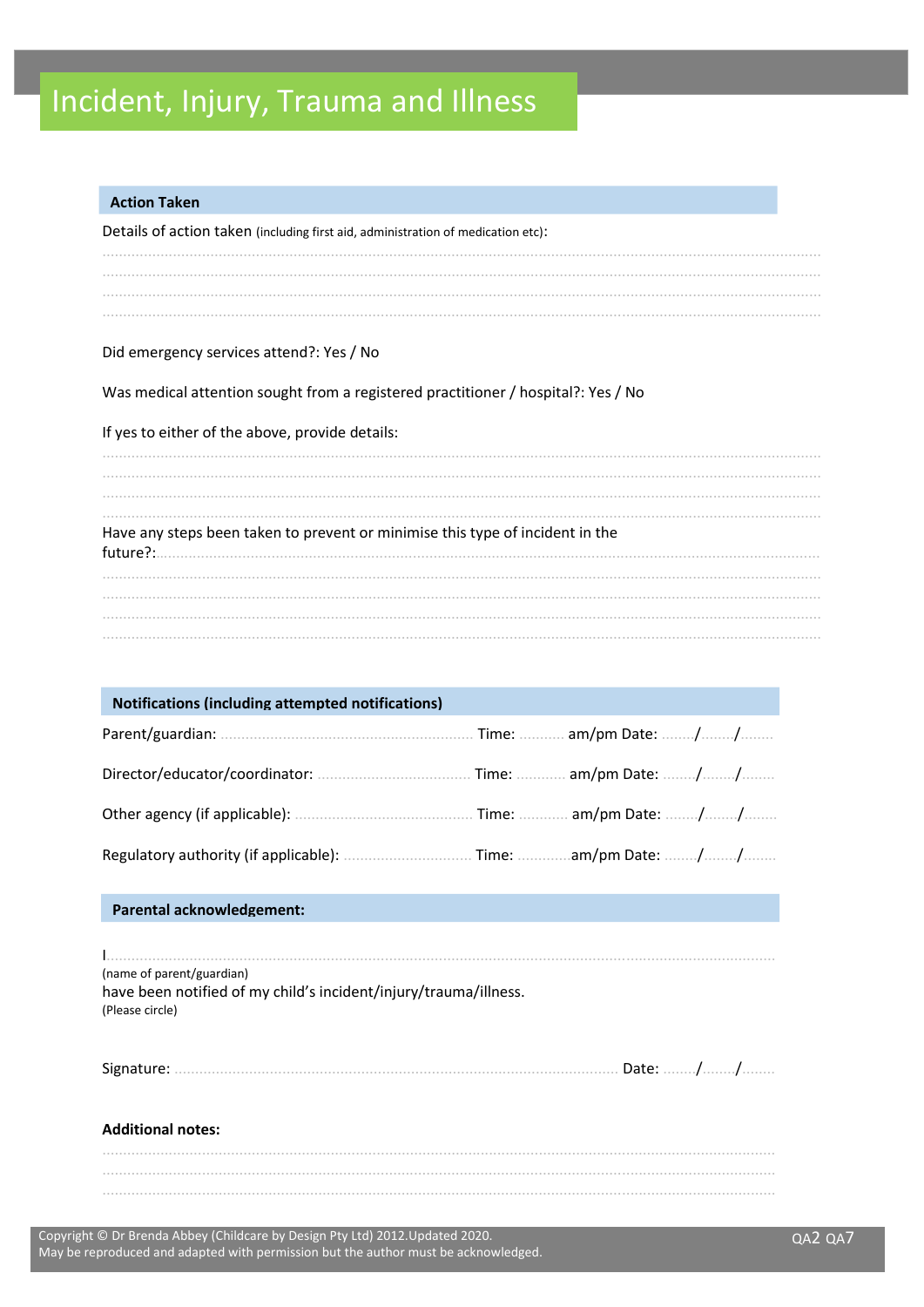# Incident, Injury, Trauma and Illness

## Action Taken

Details of action taken (including first aid, administration of medication etc):

.......................................................................................................................................................

.......................................................................................................................................................

.......................................................................................................................................................

.......................................................................................................................................................

Did emergency services attend?: Yes / No

Was medical attention sought from a registered practitioner / hospital?: Yes / No

If yes to either of the above, provide details:

.......................................................................................................................................................

.......................................................................................................................................................

.......................................................................................................................................................

.......................................................................................................................................................

Have any steps been taken to prevent or minimise this type of incident in the future?:..........................................................................................................

.......................................................................................................................................................

.......................................................................................................................................................

.......................................................................................................................................................

.......................................................................................................................................................

## Notifications (including attempted notifications)

Parent/guardian: ............................................................ Time: .......... am/pm Date: ......../......../........

Director/educator/coordinator: .................................... Time: ........... am/pm Date: ......../......../........

Other agency (if applicable): .......................................... Time: ........... am/pm Date: ......../......../........

Regulatory authority (if applicable): .............................. Time: ............am/pm Date: ......../......../........

## Parental acknowledgement:

I.......................................................................................................................................

(name of parent/guardian)

have been notified of my child's incident/injury/trauma/illness.

(Please circle)

Signature: ......................................................................................................... Date: ......../......../........

**Additional notes:**

.......................................................................................................................................................

.......................................................................................................................................................

.......................................................................................................................................................

Copyright © Dr Brenda Abbey (Childcare by Design Pty Ltd) 2012.Updated 2020.
May be reproduced and adapted with permission but the author must be acknowledged.

QA2 QA7